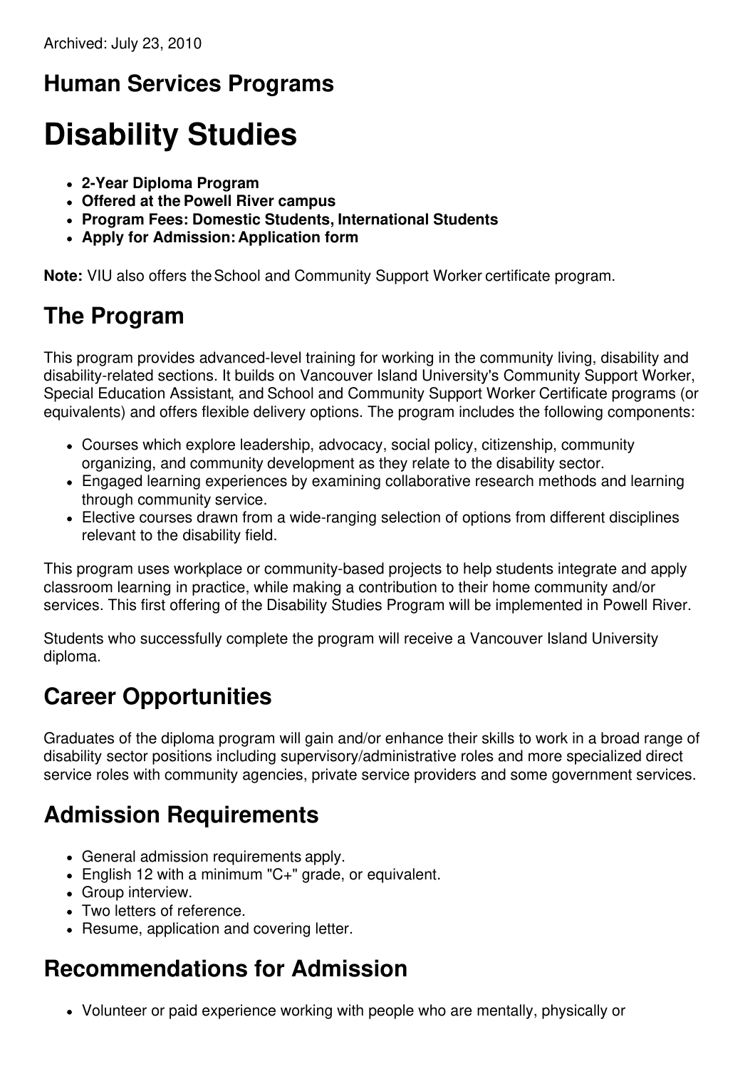Archived: July 23, 2010

## Human Services Programs

# Disability Studies

- **2-Year Diploma Program**
- **Offered at the Powell River campus**
- **Program Fees: Domestic Students, International Students**
- **Apply for Admission: Application form**

**Note:** VIU also offers the School and Community Support Worker certificate program.

## The Program

This program provides advanced-level training for working in the community living, disability and disability-related sections. It builds on Vancouver Island University's Community Support Worker, Special Education Assistant, and School and Community Support Worker Certificate programs (or equivalents) and offers flexible delivery options. The program includes the following components:

- Courses which explore leadership, advocacy, social policy, citizenship, community organizing, and community development as they relate to the disability sector.
- Engaged learning experiences by examining collaborative research methods and learning through community service.
- Elective courses drawn from a wide-ranging selection of options from different disciplines relevant to the disability field.

This program uses workplace or community-based projects to help students integrate and apply classroom learning in practice, while making a contribution to their home community and/or services. This first offering of the Disability Studies Program will be implemented in Powell River.

Students who successfully complete the program will receive a Vancouver Island University diploma.

## Career Opportunities

Graduates of the diploma program will gain and/or enhance their skills to work in a broad range of disability sector positions including supervisory/administrative roles and more specialized direct service roles with community agencies, private service providers and some government services.

## Admission Requirements

- General admission requirements apply.
- English 12 with a minimum "C+" grade, or equivalent.
- Group interview.
- Two letters of reference.
- Resume, application and covering letter.

## Recommendations for Admission

- Volunteer or paid experience working with people who are mentally, physically or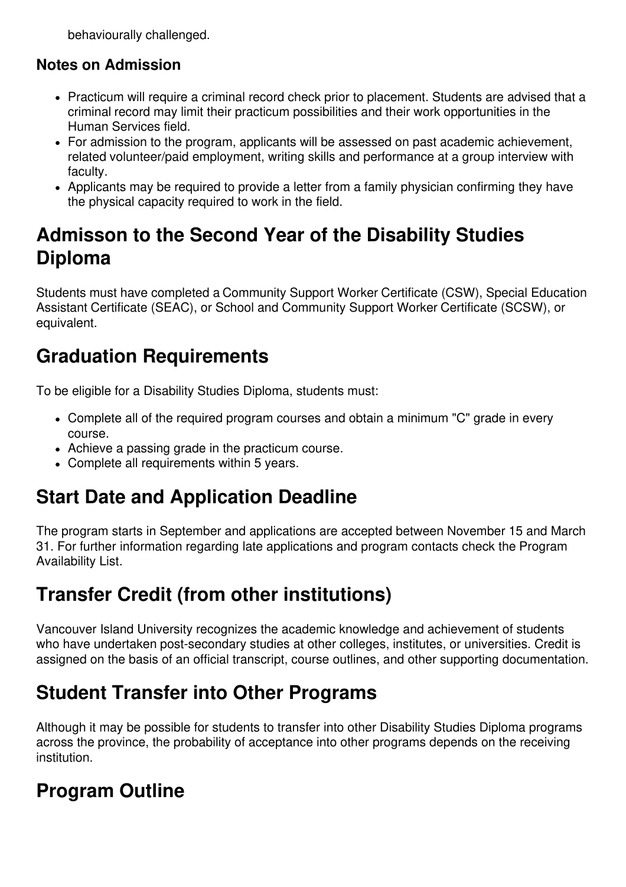behaviourally challenged.

### Notes on Admission

- Practicum will require a criminal record check prior to placement. Students are advised that a criminal record may limit their practicum possibilities and their work opportunities in the Human Services field.
- For admission to the program, applicants will be assessed on past academic achievement, related volunteer/paid employment, writing skills and performance at a group interview with faculty.
- Applicants may be required to provide a letter from a family physician confirming they have the physical capacity required to work in the field.

## Admisson to the Second Year of the Disability Studies Diploma

Students must have completed a Community Support Worker Certificate (CSW), Special Education Assistant Certificate (SEAC), or School and Community Support Worker Certificate (SCSW), or equivalent.

## Graduation Requirements

To be eligible for a Disability Studies Diploma, students must:

- Complete all of the required program courses and obtain a minimum "C" grade in every course.
- Achieve a passing grade in the practicum course.
- Complete all requirements within 5 years.

## Start Date and Application Deadline

The program starts in September and applications are accepted between November 15 and March 31. For further information regarding late applications and program contacts check the Program Availability List.

## Transfer Credit (from other institutions)

Vancouver Island University recognizes the academic knowledge and achievement of students who have undertaken post-secondary studies at other colleges, institutes, or universities. Credit is assigned on the basis of an official transcript, course outlines, and other supporting documentation.

## Student Transfer into Other Programs

Although it may be possible for students to transfer into other Disability Studies Diploma programs across the province, the probability of acceptance into other programs depends on the receiving institution.

## Program Outline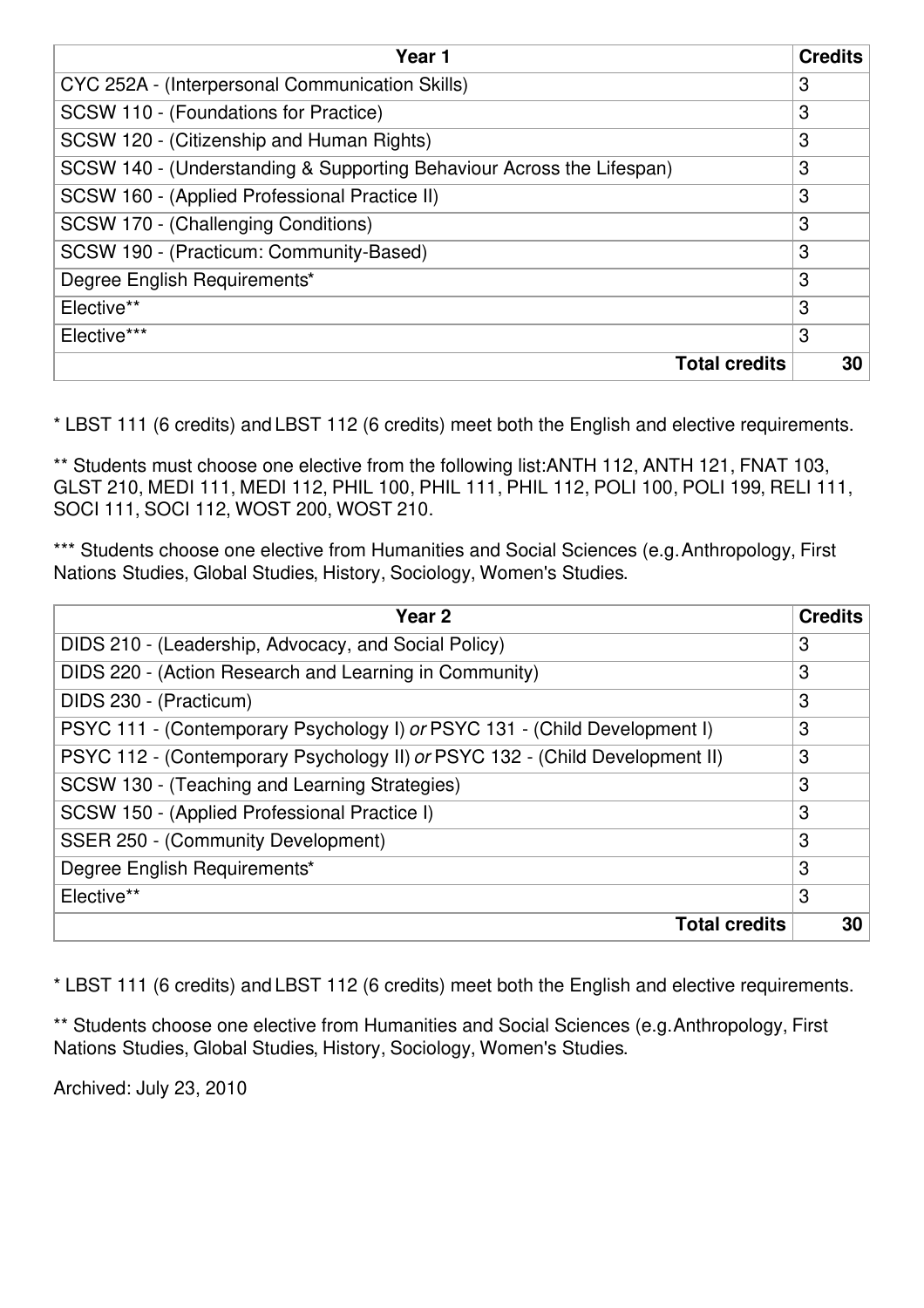| Year 1 | Credits |
| --- | --- |
| CYC 252A - (Interpersonal Communication Skills) | 3 |
| SCSW 110 - (Foundations for Practice) | 3 |
| SCSW 120 - (Citizenship and Human Rights) | 3 |
| SCSW 140 - (Understanding & Supporting Behaviour Across the Lifespan) | 3 |
| SCSW 160 - (Applied Professional Practice II) | 3 |
| SCSW 170 - (Challenging Conditions) | 3 |
| SCSW 190 - (Practicum: Community-Based) | 3 |
| Degree English Requirements* | 3 |
| Elective** | 3 |
| Elective*** | 3 |
| **Total credits** | **30** |

* LBST 111 (6 credits) and LBST 112 (6 credits) meet both the English and elective requirements.

** Students must choose one elective from the following list: ANTH 112, ANTH 121, FNAT 103, GLST 210, MEDI 111, MEDI 112, PHIL 100, PHIL 111, PHIL 112, POLI 100, POLI 199, RELI 111, SOCI 111, SOCI 112, WOST 200, WOST 210.

*** Students choose one elective from Humanities and Social Sciences (e.g. Anthropology, First Nations Studies, Global Studies, History, Sociology, Women's Studies.

| Year 2 | Credits |
| --- | --- |
| DIDS 210 - (Leadership, Advocacy, and Social Policy) | 3 |
| DIDS 220 - (Action Research and Learning in Community) | 3 |
| DIDS 230 - (Practicum) | 3 |
| PSYC 111 - (Contemporary Psychology I) *or* PSYC 131 - (Child Development I) | 3 |
| PSYC 112 - (Contemporary Psychology II) *or* PSYC 132 - (Child Development II) | 3 |
| SCSW 130 - (Teaching and Learning Strategies) | 3 |
| SCSW 150 - (Applied Professional Practice I) | 3 |
| SSER 250 - (Community Development) | 3 |
| Degree English Requirements* | 3 |
| Elective** | 3 |
| **Total credits** | **30** |

* LBST 111 (6 credits) and LBST 112 (6 credits) meet both the English and elective requirements.

** Students choose one elective from Humanities and Social Sciences (e.g. Anthropology, First Nations Studies, Global Studies, History, Sociology, Women's Studies.

Archived: July 23, 2010